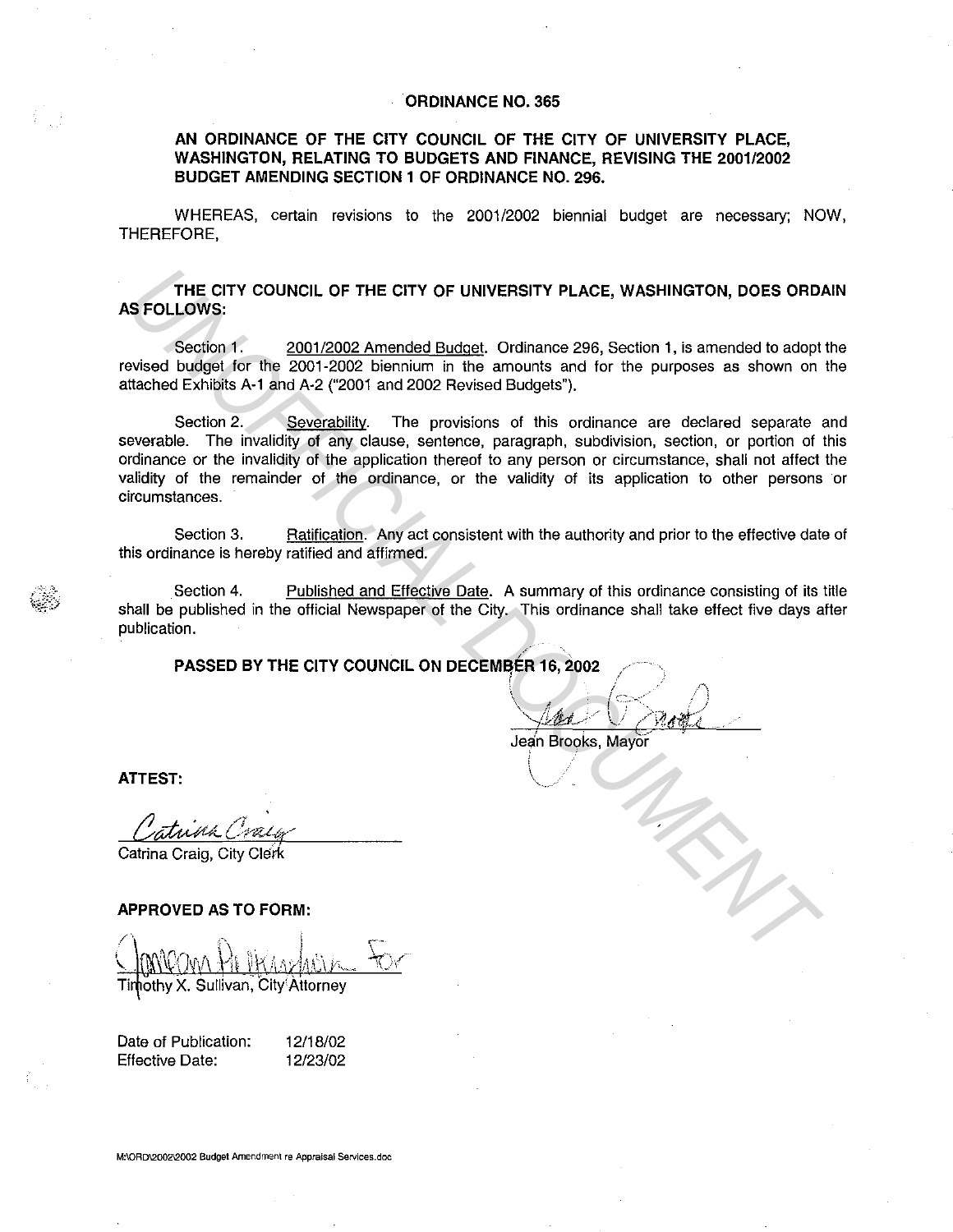# ORDINANCE NO. 365

**AN ORDINANCE OF THE CITY COUNCIL OF THE CITY OF UNIVERSITY PLACE, WASHINGTON, RELATING TO BUDGETS AND FINANCE, REVISING THE 2001/2002 BUDGET AMENDING SECTION 1 OF ORDINANCE NO. 296.**

WHEREAS, certain revisions to the 2001/2002 biennial budget are necessary; NOW, THEREFORE,

**THE CITY COUNCIL OF THE CITY OF UNIVERSITY PLACE, WASHINGTON, DOES ORDAIN AS FOLLOWS:**

Section 1. 2001/2002 Amended Budget. Ordinance 296, Section 1, is amended to adopt the revised budget for the 2001-2002 biennium in the amounts and for the purposes as shown on the attached Exhibits A-1 and A-2 ("2001 and 2002 Revised Budgets").

Section 2. Severability. The provisions of this ordinance are declared separate and severable. The invalidity of any clause, sentence, paragraph, subdivision, section, or portion of this ordinance or the invalidity of the application thereof to any person or circumstance, shall not affect the validity of the remainder of the ordinance, or the validity of its application to other persons or circumstances.

Section 3. Ratification. Any act consistent with the authority and prior to the effective date of this ordinance is hereby ratified and affirmed.

Section 4. Published and Effective Date. A summary of this ordinance consisting of its title shall be published in the official Newspaper of the City. This ordinance shall take effect five days after publication.

**PASSED BY THE CITY COUNCIL ON DECEMBER 16, 2002**

Jean Brooks, Mayor

**ATTEST:**

Catrina Craig, City Clerk

**APPROVED AS TO FORM:**

For Timothy X. Sullivan, City Attorney

Date of Publication: 12/18/02
Effective Date: 12/23/02

M:\ORD\2002\2002 Budget Amendment re Appraisal Services.doc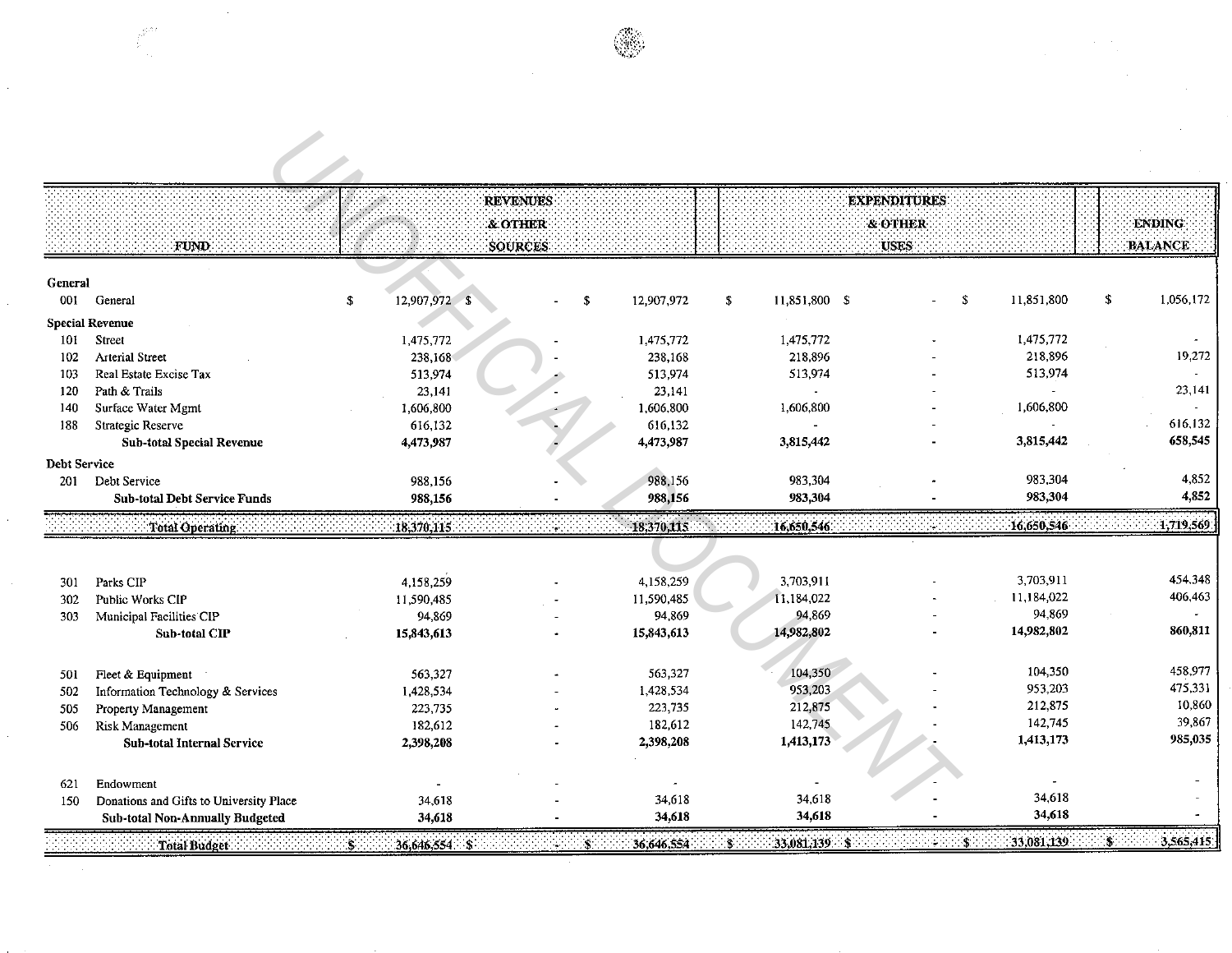| FUND | | REVENUES & OTHER SOURCES | | | EXPENDITURES & OTHER USES | | | ENDING BALANCE |
|---|---|---|---|---|---|---|---|---|
| **General** | | | | | | | | |
| 001 | General | $ 12,907,972 | $ - | $ 12,907,972 | $ 11,851,800 | $ - | $ 11,851,800 | $ 1,056,172 |
| **Special Revenue** | | | | | | | | |
| 101 | Street | 1,475,772 | - | 1,475,772 | 1,475,772 | - | 1,475,772 | - |
| 102 | Arterial Street | 238,168 | - | 238,168 | 218,896 | - | 218,896 | 19,272 |
| 103 | Real Estate Excise Tax | 513,974 | - | 513,974 | 513,974 | - | 513,974 | - |
| 120 | Path & Trails | 23,141 | - | 23,141 | - | - | - | 23,141 |
| 140 | Surface Water Mgmt | 1,606,800 | - | 1,606,800 | 1,606,800 | - | 1,606,800 | - |
| 188 | Strategic Reserve | 616,132 | - | 616,132 | - | - | - | 616,132 |
| | **Sub-total Special Revenue** | **4,473,987** | **-** | **4,473,987** | **3,815,442** | **-** | **3,815,442** | **658,545** |
| **Debt Service** | | | | | | | | |
| 201 | Debt Service | 988,156 | - | 988,156 | 983,304 | - | 983,304 | 4,852 |
| | **Sub-total Debt Service Funds** | **988,156** | **-** | **988,156** | **983,304** | **-** | **983,304** | **4,852** |
| | **Total Operating** | **18,370,115** | **-** | **18,370,115** | **16,650,546** | **-** | **16,650,546** | **1,719,569** |
| 301 | Parks CIP | 4,158,259 | - | 4,158,259 | 3,703,911 | - | 3,703,911 | 454,348 |
| 302 | Public Works CIP | 11,590,485 | - | 11,590,485 | 11,184,022 | - | 11,184,022 | 406,463 |
| 303 | Municipal Facilities CIP | 94,869 | - | 94,869 | 94,869 | - | 94,869 | - |
| | **Sub-total CIP** | **15,843,613** | **-** | **15,843,613** | **14,982,802** | **-** | **14,982,802** | **860,811** |
| 501 | Fleet & Equipment | 563,327 | - | 563,327 | 104,350 | - | 104,350 | 458,977 |
| 502 | Information Technology & Services | 1,428,534 | - | 1,428,534 | 953,203 | - | 953,203 | 475,331 |
| 505 | Property Management | 223,735 | - | 223,735 | 212,875 | - | 212,875 | 10,860 |
| 506 | Risk Management | 182,612 | - | 182,612 | 142,745 | - | 142,745 | 39,867 |
| | **Sub-total Internal Service** | **2,398,208** | **-** | **2,398,208** | **1,413,173** | **-** | **1,413,173** | **985,035** |
| 621 | Endowment | - | - | - | - | - | - | - |
| 150 | Donations and Gifts to University Place | 34,618 | - | 34,618 | 34,618 | - | 34,618 | - |
| | **Sub-total Non-Annually Budgeted** | **34,618** | **-** | **34,618** | **34,618** | **-** | **34,618** | **-** |
| | **Total Budget** | **$ 36,646,554** | **$ -** | **$ 36,646,554** | **$ 33,081,139** | **$ -** | **$ 33,081,139** | **$ 3,565,415** |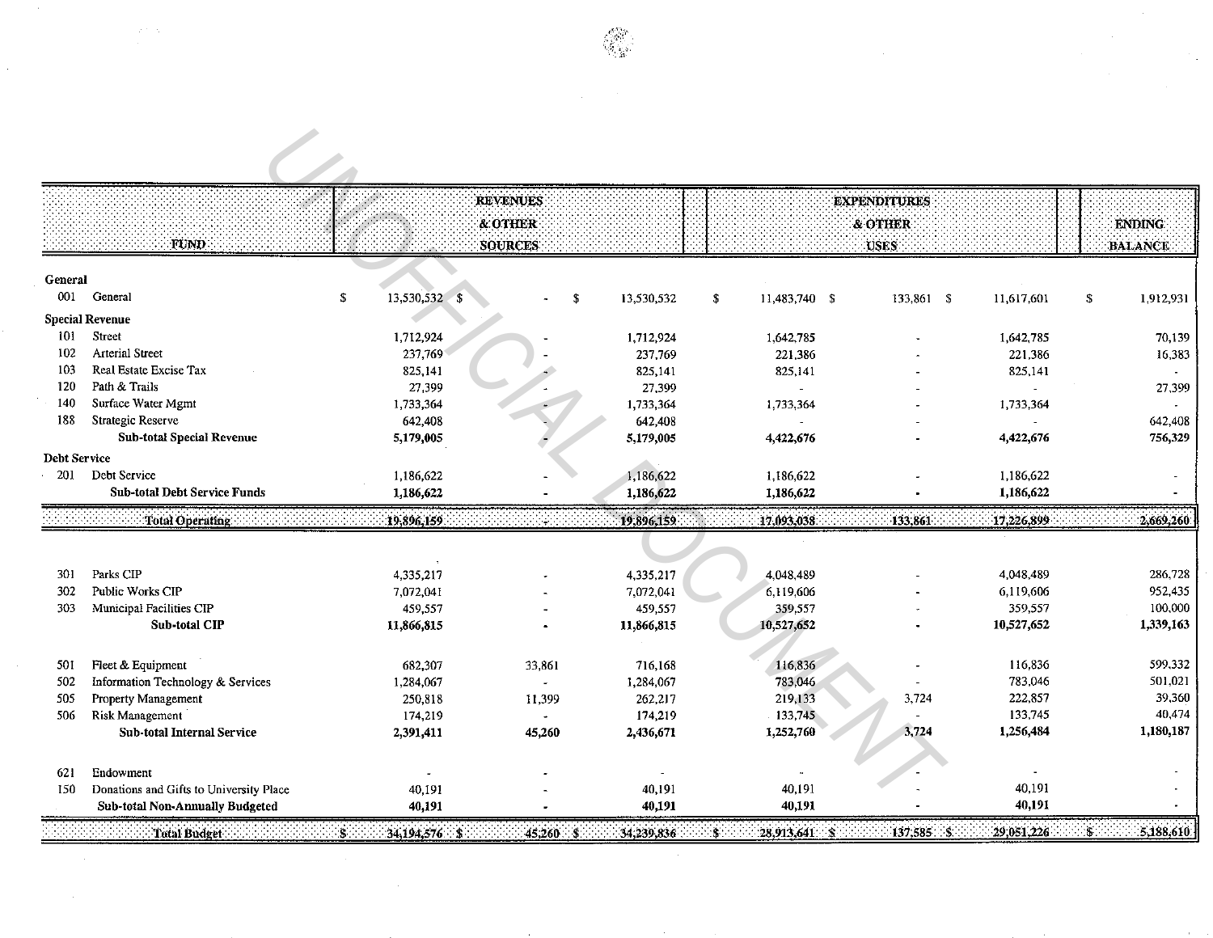| FUND | | REVENUES & OTHER SOURCES | | | EXPENDITURES & OTHER USES | | | ENDING BALANCE |
|---|---|---|---|---|---|---|---|---|
| **General** | | | | | | | | |
| 001 | General | $ 13,530,532 | $ - | $ 13,530,532 | $ 11,483,740 | $ 133,861 | $ 11,617,601 | $ 1,912,931 |
| **Special Revenue** | | | | | | | | |
| 101 | Street | 1,712,924 | - | 1,712,924 | 1,642,785 | - | 1,642,785 | 70,139 |
| 102 | Arterial Street | 237,769 | - | 237,769 | 221,386 | - | 221,386 | 16,383 |
| 103 | Real Estate Excise Tax | 825,141 | - | 825,141 | 825,141 | - | 825,141 | - |
| 120 | Path & Trails | 27,399 | - | 27,399 | - | - | - | 27,399 |
| 140 | Surface Water Mgmt | 1,733,364 | - | 1,733,364 | 1,733,364 | - | 1,733,364 | - |
| 188 | Strategic Reserve | 642,408 | - | 642,408 | - | - | - | 642,408 |
| | **Sub-total Special Revenue** | **5,179,005** | **-** | **5,179,005** | **4,422,676** | **-** | **4,422,676** | **756,329** |
| **Debt Service** | | | | | | | | |
| 201 | Debt Service | 1,186,622 | - | 1,186,622 | 1,186,622 | - | 1,186,622 | - |
| | **Sub-total Debt Service Funds** | **1,186,622** | **-** | **1,186,622** | **1,186,622** | **-** | **1,186,622** | **-** |
| | **Total Operating** | **19,896,159** | **-** | **19,896,159** | **17,093,038** | **133,861** | **17,226,899** | **2,669,260** |
| 301 | Parks CIP | 4,335,217 | - | 4,335,217 | 4,048,489 | - | 4,048,489 | 286,728 |
| 302 | Public Works CIP | 7,072,041 | - | 7,072,041 | 6,119,606 | - | 6,119,606 | 952,435 |
| 303 | Municipal Facilities CIP | 459,557 | - | 459,557 | 359,557 | - | 359,557 | 100,000 |
| | **Sub-total CIP** | **11,866,815** | **-** | **11,866,815** | **10,527,652** | **-** | **10,527,652** | **1,339,163** |
| 501 | Fleet & Equipment | 682,307 | 33,861 | 716,168 | 116,836 | - | 116,836 | 599,332 |
| 502 | Information Technology & Services | 1,284,067 | - | 1,284,067 | 783,046 | - | 783,046 | 501,021 |
| 505 | Property Management | 250,818 | 11,399 | 262,217 | 219,133 | 3,724 | 222,857 | 39,360 |
| 506 | Risk Management | 174,219 | - | 174,219 | 133,745 | - | 133,745 | 40,474 |
| | **Sub-total Internal Service** | **2,391,411** | **45,260** | **2,436,671** | **1,252,760** | **3,724** | **1,256,484** | **1,180,187** |
| 621 | Endowment | - | - | - | - | - | - | - |
| 150 | Donations and Gifts to University Place | 40,191 | - | 40,191 | 40,191 | - | 40,191 | - |
| | **Sub-total Non-Annually Budgeted** | **40,191** | **-** | **40,191** | **40,191** | **-** | **40,191** | **-** |
| | **Total Budget** | **$ 34,194,576** | **$ 45,260** | **$ 34,239,836** | **$ 28,913,641** | **$ 137,585** | **$ 29,051,226** | **$ 5,188,610** |